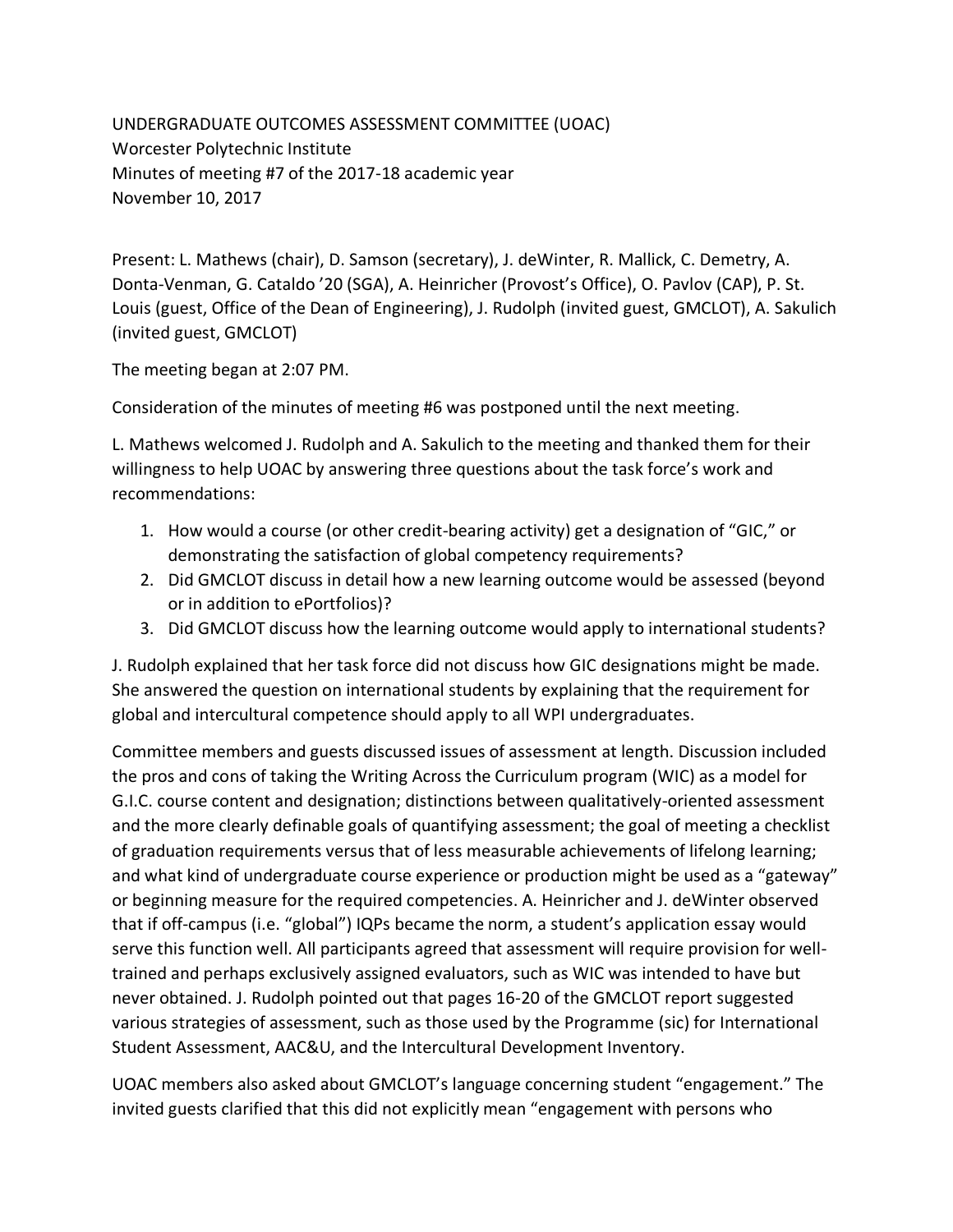UNDERGRADUATE OUTCOMES ASSESSMENT COMMITTEE (UOAC)
Worcester Polytechnic Institute
Minutes of meeting #7 of the 2017-18 academic year
November 10, 2017

Present: L. Mathews (chair), D. Samson (secretary), J. deWinter, R. Mallick, C. Demetry, A. Donta-Venman, G. Cataldo '20 (SGA), A. Heinricher (Provost's Office), O. Pavlov (CAP), P. St. Louis (guest, Office of the Dean of Engineering), J. Rudolph (invited guest, GMCLOT), A. Sakulich (invited guest, GMCLOT)

The meeting began at 2:07 PM.

Consideration of the minutes of meeting #6 was postponed until the next meeting.

L. Mathews welcomed J. Rudolph and A. Sakulich to the meeting and thanked them for their willingness to help UOAC by answering three questions about the task force's work and recommendations:

1. How would a course (or other credit-bearing activity) get a designation of "GIC," or demonstrating the satisfaction of global competency requirements?
2. Did GMCLOT discuss in detail how a new learning outcome would be assessed (beyond or in addition to ePortfolios)?
3. Did GMCLOT discuss how the learning outcome would apply to international students?

J. Rudolph explained that her task force did not discuss how GIC designations might be made. She answered the question on international students by explaining that the requirement for global and intercultural competence should apply to all WPI undergraduates.

Committee members and guests discussed issues of assessment at length. Discussion included the pros and cons of taking the Writing Across the Curriculum program (WIC) as a model for G.I.C. course content and designation; distinctions between qualitatively-oriented assessment and the more clearly definable goals of quantifying assessment; the goal of meeting a checklist of graduation requirements versus that of less measurable achievements of lifelong learning; and what kind of undergraduate course experience or production might be used as a "gateway" or beginning measure for the required competencies. A. Heinricher and J. deWinter observed that if off-campus (i.e. "global") IQPs became the norm, a student's application essay would serve this function well. All participants agreed that assessment will require provision for well-trained and perhaps exclusively assigned evaluators, such as WIC was intended to have but never obtained. J. Rudolph pointed out that pages 16-20 of the GMCLOT report suggested various strategies of assessment, such as those used by the Programme (sic) for International Student Assessment, AAC&U, and the Intercultural Development Inventory.

UOAC members also asked about GMCLOT's language concerning student "engagement." The invited guests clarified that this did not explicitly mean "engagement with persons who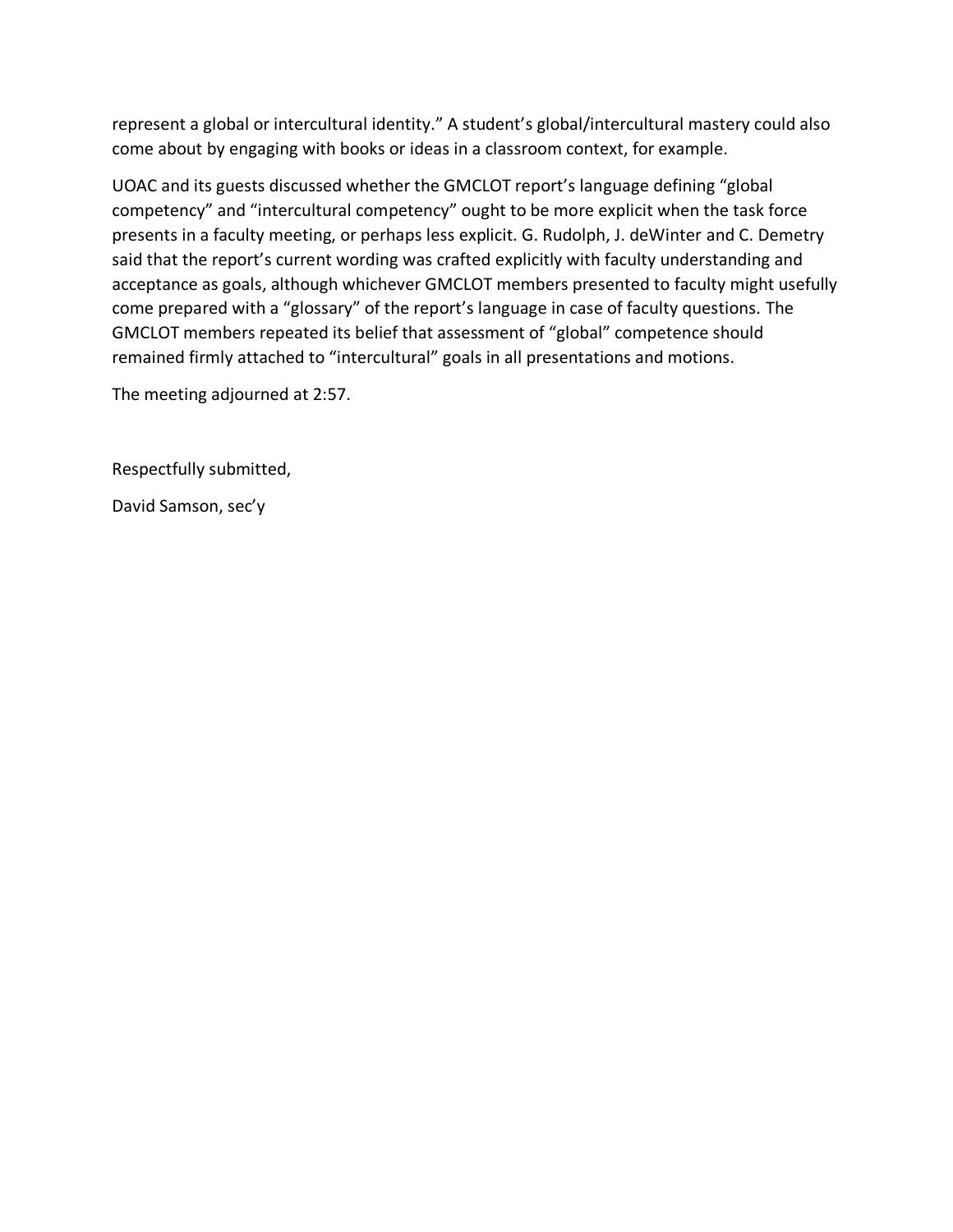represent a global or intercultural identity." A student's global/intercultural mastery could also come about by engaging with books or ideas in a classroom context, for example.

UOAC and its guests discussed whether the GMCLOT report's language defining "global competency" and "intercultural competency" ought to be more explicit when the task force presents in a faculty meeting, or perhaps less explicit. G. Rudolph, J. deWinter and C. Demetry said that the report's current wording was crafted explicitly with faculty understanding and acceptance as goals, although whichever GMCLOT members presented to faculty might usefully come prepared with a "glossary" of the report's language in case of faculty questions. The GMCLOT members repeated its belief that assessment of "global" competence should remained firmly attached to "intercultural" goals in all presentations and motions.

The meeting adjourned at 2:57.

Respectfully submitted,

David Samson, sec'y